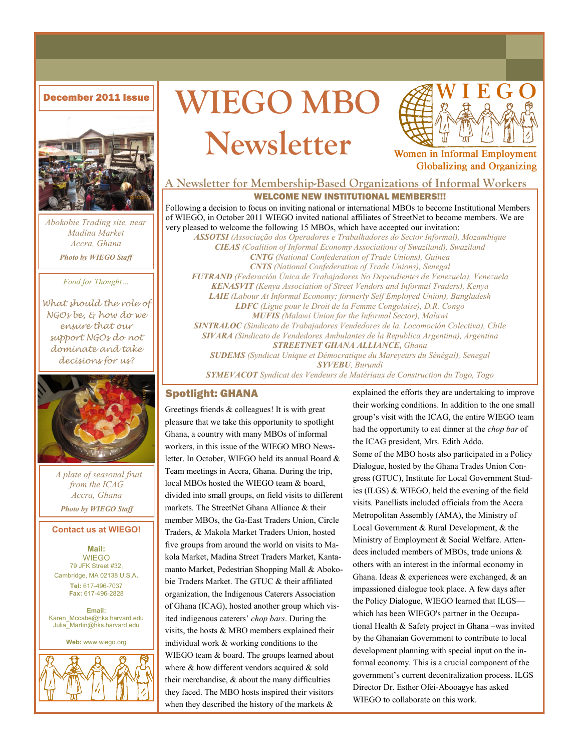# WIEGO MBO Newsletter

**December 2011 Issue**

WIEGO — Women in Informal Employment Globalizing and Organizing

## A Newsletter for Membership-Based Organizations of Informal Workers

*Abokobie Trading site, near Madina Market Accra, Ghana*

***Photo by WIEGO Staff***

*Food for Thought…*

*What should the role of NGOs be, & how do we ensure that our support NGOs do not dominate and take decisions for us?*

*A plate of seasonal fruit from the ICAG Accra, Ghana*

***Photo by WIEGO Staff***

### Contact us at WIEGO!

**Mail:**
WIEGO
79 JFK Street #32,
Cambridge, MA 02138 U.S.A.
**Tel:** 617-496-7037
**Fax:** 617-496-2828

**Email:**
Karen_Mccabe@hks.harvard.edu
Julia_Martin@hks.harvard.edu

**Web:** www.wiego.org

### WELCOME NEW INSTITUTIONAL MEMBERS!!!

Following a decision to focus on inviting national or international MBOs to become Institutional Members of WIEGO, in October 2011 WIEGO invited national affiliates of StreetNet to become members. We are very pleased to welcome the following 15 MBOs, which have accepted our invitation:

***ASSOTSI*** *(Associação dos Operadores e Trabalhadores do Sector Informal), Mozambique*
***CIEAS*** *(Coalition of Informal Economy Associations of Swaziland), Swaziland*
***CNTG*** *(National Confederation of Trade Unions), Guinea*
***CNTS*** *(National Confederation of Trade Unions), Senegal*
***FUTRAND*** *(Federación Única de Trabajadores No Dependientes de Venezuela), Venezuela*
***KENASVIT*** *(Kenya Association of Street Vendors and Informal Traders), Kenya*
***LAIE*** *(Labour At Informal Economy; formerly Self Employed Union), Bangladesh*
***LDFC*** *(Ligue pour le Droit de la Femme Congolaise), D.R. Congo*
***MUFIS*** *(Malawi Union for the Informal Sector), Malawi*
***SINTRALOC*** *(Sindicato de Trabajadores Vendedores de la. Locomoción Colectiva), Chile*
***SIVARA*** *(Sindicato de Vendedores Ambulantes de la Republica Argentina), Argentina*
***STREETNET GHANA ALLIANCE,*** *Ghana*
***SUDEMS*** *(Syndicat Unique et Démocratique du Mareyeurs du Sénégal), Senegal*
***SYVEBU****, Burundi*
***SYMEVACOT*** *Syndicat des Vendeurs de Matériaux de Construction du Togo, Togo*

### Spotlight: GHANA

Greetings friends & colleagues! It is with great pleasure that we take this opportunity to spotlight Ghana, a country with many MBOs of informal workers, in this issue of the WIEGO MBO Newsletter. In October, WIEGO held its annual Board & Team meetings in Accra, Ghana. During the trip, local MBOs hosted the WIEGO team & board, divided into small groups, on field visits to different markets. The StreetNet Ghana Alliance & their member MBOs, the Ga-East Traders Union, Circle Traders, & Makola Market Traders Union, hosted five groups from around the world on visits to Makola Market, Madina Street Traders Market, Kantamanto Market, Pedestrian Shopping Mall & Abokobie Traders Market. The GTUC & their affiliated organization, the Indigenous Caterers Association of Ghana (ICAG), hosted another group which visited indigenous caterers' *chop bars*. During the visits, the hosts & MBO members explained their individual work & working conditions to the WIEGO team & board. The groups learned about where & how different vendors acquired & sold their merchandise, & about the many difficulties they faced. The MBO hosts inspired their visitors when they described the history of the markets & explained the efforts they are undertaking to improve their working conditions. In addition to the one small group's visit with the ICAG, the entire WIEGO team had the opportunity to eat dinner at the *chop bar* of the ICAG president, Mrs. Edith Addo.

Some of the MBO hosts also participated in a Policy Dialogue, hosted by the Ghana Trades Union Congress (GTUC), Institute for Local Government Studies (ILGS) & WIEGO, held the evening of the field visits. Panellists included officials from the Accra Metropolitan Assembly (AMA), the Ministry of Local Government & Rural Development, & the Ministry of Employment & Social Welfare. Attendees included members of MBOs, trade unions & others with an interest in the informal economy in Ghana. Ideas & experiences were exchanged, & an impassioned dialogue took place. A few days after the Policy Dialogue, WIEGO learned that ILGS—which has been WIEGO's partner in the Occupational Health & Safety project in Ghana –was invited by the Ghanaian Government to contribute to local development planning with special input on the informal economy. This is a crucial component of the government's current decentralization process. ILGS Director Dr. Esther Ofei-Abooagye has asked WIEGO to collaborate on this work.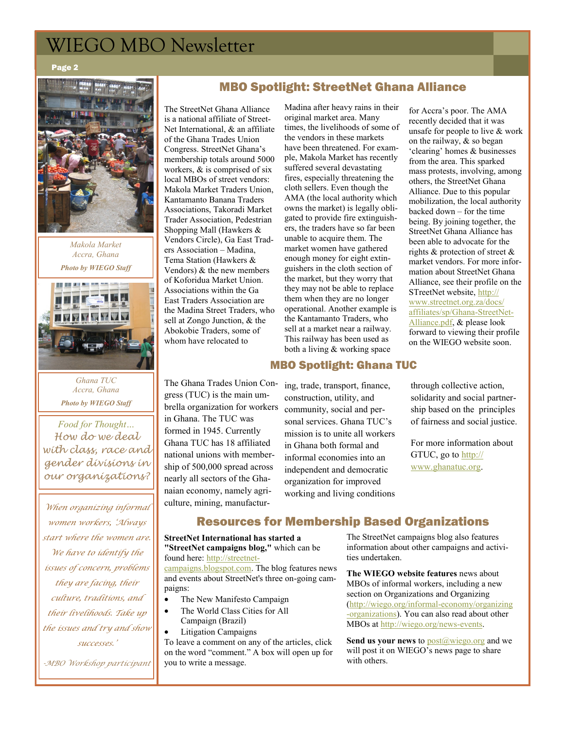## MBO Spotlight: StreetNet Ghana Alliance

The StreetNet Ghana Alliance is a national affiliate of StreetNet International, & an affiliate of the Ghana Trades Union Congress. StreetNet Ghana's membership totals around 5000 workers, & is comprised of six local MBOs of street vendors: Makola Market Traders Union, Kantamanto Banana Traders Associations, Takoradi Market Trader Association, Pedestrian Shopping Mall (Hawkers & Vendors Circle), Ga East Traders Association – Madina, Tema Station (Hawkers & Vendors) & the new members of Koforidua Market Union. Associations within the Ga East Traders Association are the Madina Street Traders, who sell at Zongo Junction, & the Abokobie Traders, some of whom have relocated to Madina after heavy rains in their original market area. Many times, the livelihoods of some of the vendors in these markets have been threatened. For example, Makola Market has recently suffered several devastating fires, especially threatening the cloth sellers. Even though the AMA (the local authority which owns the market) is legally obligated to provide fire extinguishers, the traders have so far been unable to acquire them. The market women have gathered enough money for eight extinguishers in the cloth section of the market, but they worry that they may not be able to replace them when they are no longer operational. Another example is the Kantamanto Traders, who sell at a market near a railway. This railway has been used as both a living & working space for Accra's poor. The AMA recently decided that it was unsafe for people to live & work on the railway, & so began 'clearing' homes & businesses from the area. This sparked mass protests, involving, among others, the StreetNet Ghana Alliance. Due to this popular mobilization, the local authority backed down – for the time being. By joining together, the StreetNet Ghana Alliance has been able to advocate for the rights & protection of street & market vendors. For more information about StreetNet Ghana Alliance, see their profile on the STreetNet website, http://www.streetnet.org.za/docs/affiliates/sp/Ghana-StreetNet-Alliance.pdf, & please look forward to viewing their profile on the WIEGO website soon.

*Makola Market*
*Accra, Ghana*
***Photo by WIEGO Staff***

## MBO Spotlight: Ghana TUC

The Ghana Trades Union Congress (TUC) is the main umbrella organization for workers in Ghana. The TUC was formed in 1945. Currently Ghana TUC has 18 affiliated national unions with membership of 500,000 spread across nearly all sectors of the Ghanaian economy, namely agriculture, mining, manufacturing, trade, transport, finance, construction, utility, and community, social and personal services. Ghana TUC's mission is to unite all workers in Ghana both formal and informal economies into an independent and democratic organization for improved working and living conditions through collective action, solidarity and social partnership based on the principles of fairness and social justice.

For more information about GTUC, go to http://www.ghanatuc.org.

*Ghana TUC*
*Accra, Ghana*
***Photo by WIEGO Staff***

*Food for Thought…*
*How do we deal with class, race and gender divisions in our organizations?*

*When organizing informal women workers, 'Always start where the women are. We have to identify the issues of concern, problems they are facing, their culture, traditions, and their livelihoods. Take up the issues and try and show successes.'*

*-MBO Workshop participant*

## Resources for Membership Based Organizations

**StreetNet International has started a "StreetNet campaigns blog,"** which can be found here: http://streetnet-campaigns.blogspot.com. The blog features news and events about StreetNet's three on-going campaigns:

- The New Manifesto Campaign
- The World Class Cities for All Campaign (Brazil)
- Litigation Campaigns

To leave a comment on any of the articles, click on the word "comment." A box will open up for you to write a message.

The StreetNet campaigns blog also features information about other campaigns and activities undertaken.

**The WIEGO website features** news about MBOs of informal workers, including a new section on Organizations and Organizing (http://wiego.org/informal-economy/organizing-organizations). You can also read about other MBOs at http://wiego.org/news-events.

**Send us your news** to post@wiego.org and we will post it on WIEGO's news page to share with others.